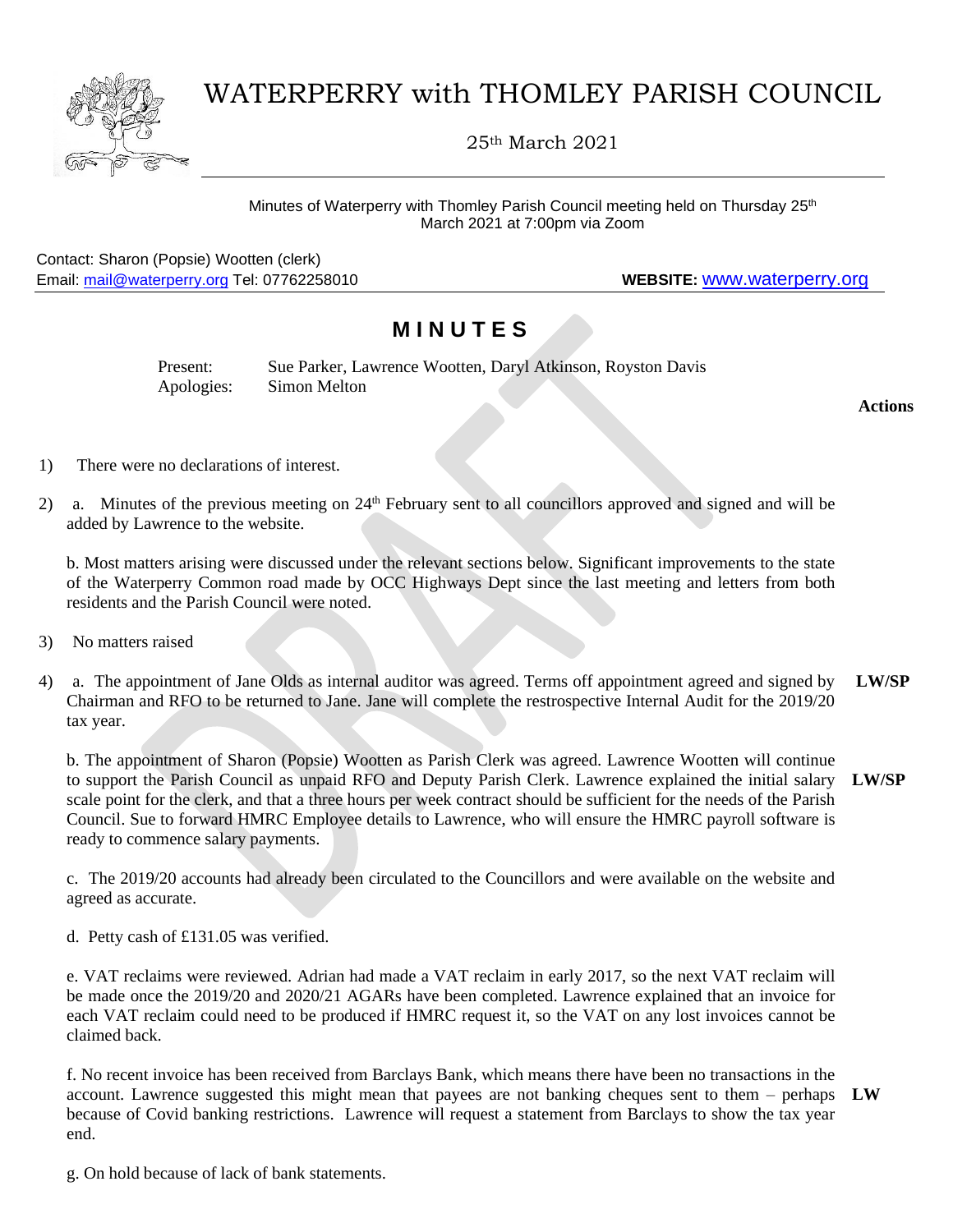# WATERPERRY with THOMLEY PARISH COUNCIL

25th March 2021

Minutes of Waterperry with Thomley Parish Council meeting held on Thursday 25th March 2021 at 7:00pm via Zoom

Contact: Sharon (Popsie) Wootten (clerk)
Email: mail@waterperry.org Tel: 07762258010

**WEBSITE:** www.waterperry.org

## M I N U T E S

Present: Sue Parker, Lawrence Wootten, Daryl Atkinson, Royston Davis
Apologies: Simon Melton

**Actions**

1) There were no declarations of interest.

2) a. Minutes of the previous meeting on 24th February sent to all councillors approved and signed and will be added by Lawrence to the website.

b. Most matters arising were discussed under the relevant sections below. Significant improvements to the state of the Waterperry Common road made by OCC Highways Dept since the last meeting and letters from both residents and the Parish Council were noted.

3) No matters raised

4) a. The appointment of Jane Olds as internal auditor was agreed. Terms off appointment agreed and signed by Chairman and RFO to be returned to Jane. Jane will complete the restrospective Internal Audit for the 2019/20 tax year. **LW/SP**

b. The appointment of Sharon (Popsie) Wootten as Parish Clerk was agreed. Lawrence Wootten will continue to support the Parish Council as unpaid RFO and Deputy Parish Clerk. Lawrence explained the initial salary scale point for the clerk, and that a three hours per week contract should be sufficient for the needs of the Parish Council. Sue to forward HMRC Employee details to Lawrence, who will ensure the HMRC payroll software is ready to commence salary payments. **LW/SP**

c. The 2019/20 accounts had already been circulated to the Councillors and were available on the website and agreed as accurate.

d. Petty cash of £131.05 was verified.

e. VAT reclaims were reviewed. Adrian had made a VAT reclaim in early 2017, so the next VAT reclaim will be made once the 2019/20 and 2020/21 AGARs have been completed. Lawrence explained that an invoice for each VAT reclaim could need to be produced if HMRC request it, so the VAT on any lost invoices cannot be claimed back.

f. No recent invoice has been received from Barclays Bank, which means there have been no transactions in the account. Lawrence suggested this might mean that payees are not banking cheques sent to them – perhaps because of Covid banking restrictions. Lawrence will request a statement from Barclays to show the tax year end. **LW**

g. On hold because of lack of bank statements.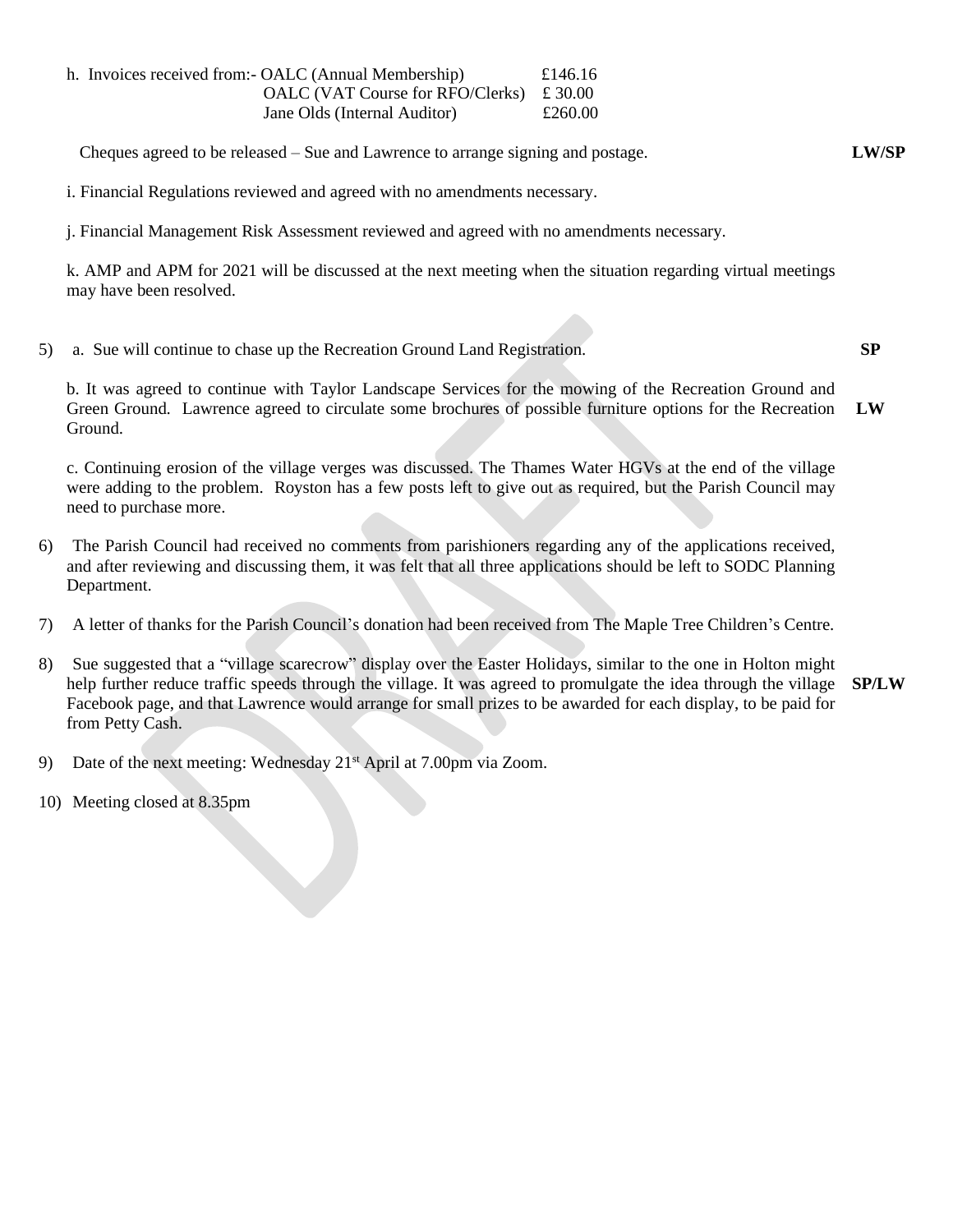h. Invoices received from:- OALC (Annual Membership) £146.16
OALC (VAT Course for RFO/Clerks) £ 30.00
Jane Olds (Internal Auditor) £260.00

Cheques agreed to be released – Sue and Lawrence to arrange signing and postage. **LW/SP**

i. Financial Regulations reviewed and agreed with no amendments necessary.

j. Financial Management Risk Assessment reviewed and agreed with no amendments necessary.

k. AMP and APM for 2021 will be discussed at the next meeting when the situation regarding virtual meetings may have been resolved.

5) a. Sue will continue to chase up the Recreation Ground Land Registration. **SP**

b. It was agreed to continue with Taylor Landscape Services for the mowing of the Recreation Ground and Green Ground. Lawrence agreed to circulate some brochures of possible furniture options for the Recreation Ground. **LW**

c. Continuing erosion of the village verges was discussed. The Thames Water HGVs at the end of the village were adding to the problem. Royston has a few posts left to give out as required, but the Parish Council may need to purchase more.

6) The Parish Council had received no comments from parishioners regarding any of the applications received, and after reviewing and discussing them, it was felt that all three applications should be left to SODC Planning Department.

7) A letter of thanks for the Parish Council's donation had been received from The Maple Tree Children's Centre.

8) Sue suggested that a "village scarecrow" display over the Easter Holidays, similar to the one in Holton might help further reduce traffic speeds through the village. It was agreed to promulgate the idea through the village Facebook page, and that Lawrence would arrange for small prizes to be awarded for each display, to be paid for from Petty Cash. **SP/LW**

9) Date of the next meeting: Wednesday 21st April at 7.00pm via Zoom.

10) Meeting closed at 8.35pm